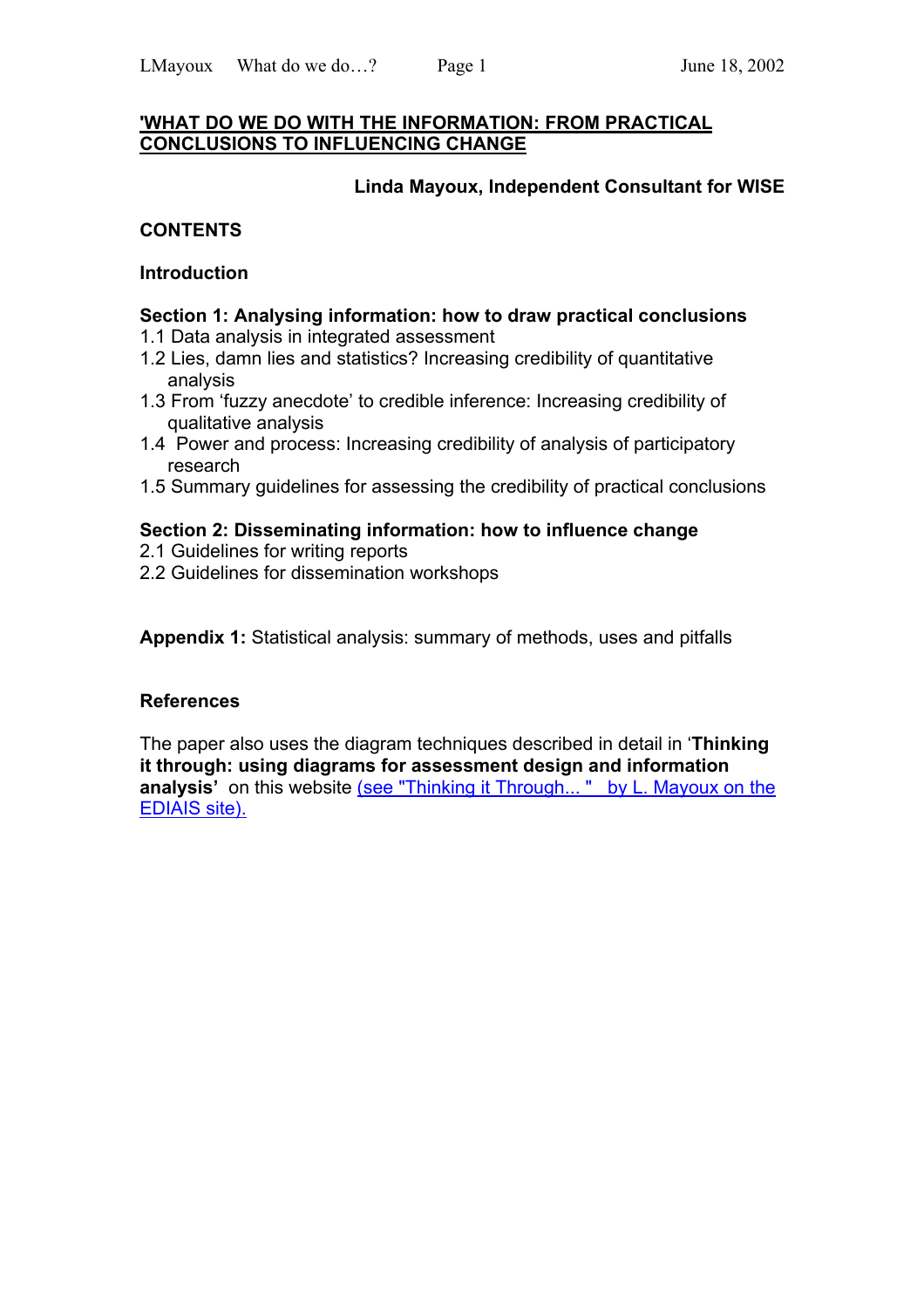# 'WHAT DO WE DO WITH THE INFORMATION: FROM PRACTICAL CONCLUSIONS TO INFLUENCING CHANGE

**Linda Mayoux, Independent Consultant for WISE**

**CONTENTS**

**Introduction**

**Section 1: Analysing information: how to draw practical conclusions**

1.1 Data analysis in integrated assessment
1.2 Lies, damn lies and statistics? Increasing credibility of quantitative analysis
1.3 From 'fuzzy anecdote' to credible inference: Increasing credibility of qualitative analysis
1.4 Power and process: Increasing credibility of analysis of participatory research
1.5 Summary guidelines for assessing the credibility of practical conclusions

**Section 2: Disseminating information: how to influence change**

2.1 Guidelines for writing reports
2.2 Guidelines for dissemination workshops

**Appendix 1:** Statistical analysis: summary of methods, uses and pitfalls

**References**

The paper also uses the diagram techniques described in detail in '**Thinking it through: using diagrams for assessment design and information analysis'** on this website (see "Thinking it Through... " by L. Mayoux on the EDIAIS site).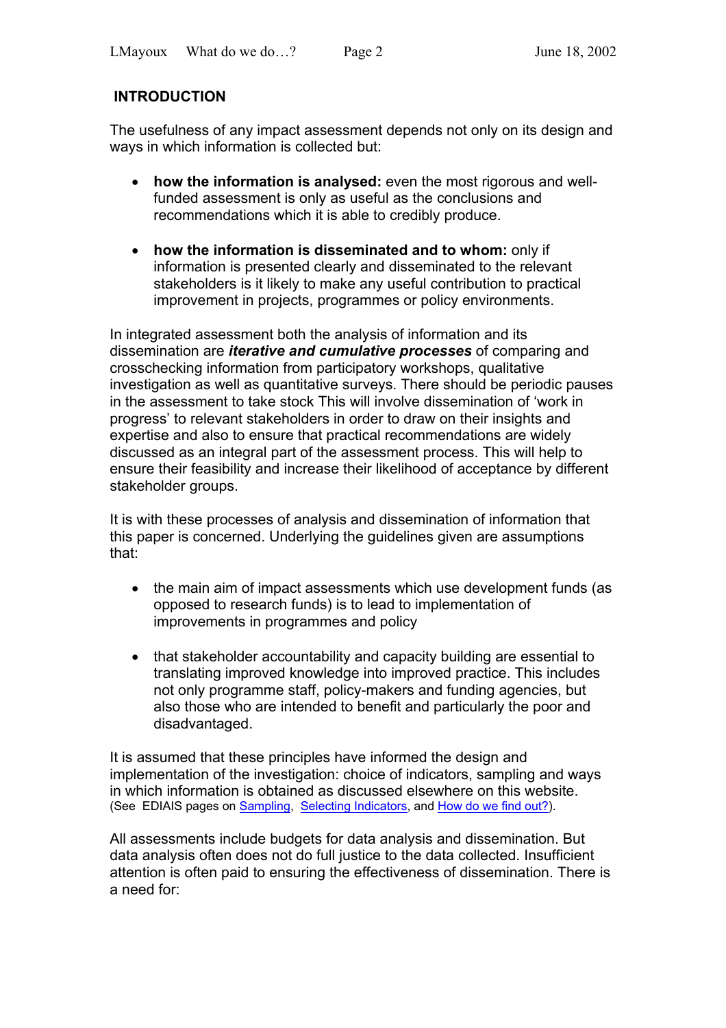## INTRODUCTION

The usefulness of any impact assessment depends not only on its design and ways in which information is collected but:

- **how the information is analysed:** even the most rigorous and well-funded assessment is only as useful as the conclusions and recommendations which it is able to credibly produce.
- **how the information is disseminated and to whom:** only if information is presented clearly and disseminated to the relevant stakeholders is it likely to make any useful contribution to practical improvement in projects, programmes or policy environments.

In integrated assessment both the analysis of information and its dissemination are ***iterative and cumulative processes*** of comparing and crosschecking information from participatory workshops, qualitative investigation as well as quantitative surveys. There should be periodic pauses in the assessment to take stock This will involve dissemination of 'work in progress' to relevant stakeholders in order to draw on their insights and expertise and also to ensure that practical recommendations are widely discussed as an integral part of the assessment process. This will help to ensure their feasibility and increase their likelihood of acceptance by different stakeholder groups.

It is with these processes of analysis and dissemination of information that this paper is concerned. Underlying the guidelines given are assumptions that:

- the main aim of impact assessments which use development funds (as opposed to research funds) is to lead to implementation of improvements in programmes and policy
- that stakeholder accountability and capacity building are essential to translating improved knowledge into improved practice. This includes not only programme staff, policy-makers and funding agencies, but also those who are intended to benefit and particularly the poor and disadvantaged.

It is assumed that these principles have informed the design and implementation of the investigation: choice of indicators, sampling and ways in which information is obtained as discussed elsewhere on this website. (See EDIAIS pages on Sampling, Selecting Indicators, and How do we find out?).

All assessments include budgets for data analysis and dissemination. But data analysis often does not do full justice to the data collected. Insufficient attention is often paid to ensuring the effectiveness of dissemination. There is a need for: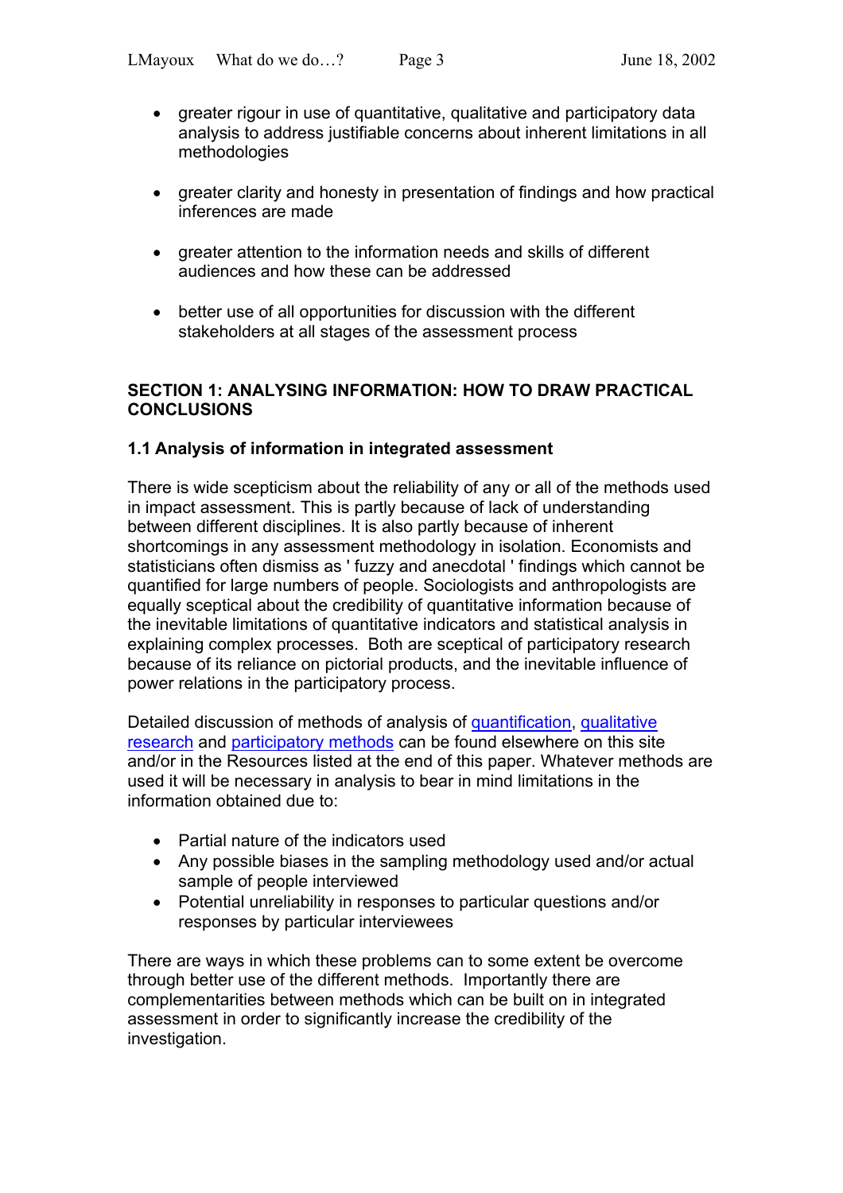- greater rigour in use of quantitative, qualitative and participatory data analysis to address justifiable concerns about inherent limitations in all methodologies

- greater clarity and honesty in presentation of findings and how practical inferences are made

- greater attention to the information needs and skills of different audiences and how these can be addressed

- better use of all opportunities for discussion with the different stakeholders at all stages of the assessment process

## SECTION 1: ANALYSING INFORMATION: HOW TO DRAW PRACTICAL CONCLUSIONS

### 1.1 Analysis of information in integrated assessment

There is wide scepticism about the reliability of any or all of the methods used in impact assessment. This is partly because of lack of understanding between different disciplines. It is also partly because of inherent shortcomings in any assessment methodology in isolation. Economists and statisticians often dismiss as ' fuzzy and anecdotal ' findings which cannot be quantified for large numbers of people. Sociologists and anthropologists are equally sceptical about the credibility of quantitative information because of the inevitable limitations of quantitative indicators and statistical analysis in explaining complex processes. Both are sceptical of participatory research because of its reliance on pictorial products, and the inevitable influence of power relations in the participatory process.

Detailed discussion of methods of analysis of quantification, qualitative research and participatory methods can be found elsewhere on this site and/or in the Resources listed at the end of this paper. Whatever methods are used it will be necessary in analysis to bear in mind limitations in the information obtained due to:

- Partial nature of the indicators used
- Any possible biases in the sampling methodology used and/or actual sample of people interviewed
- Potential unreliability in responses to particular questions and/or responses by particular interviewees

There are ways in which these problems can to some extent be overcome through better use of the different methods. Importantly there are complementarities between methods which can be built on in integrated assessment in order to significantly increase the credibility of the investigation.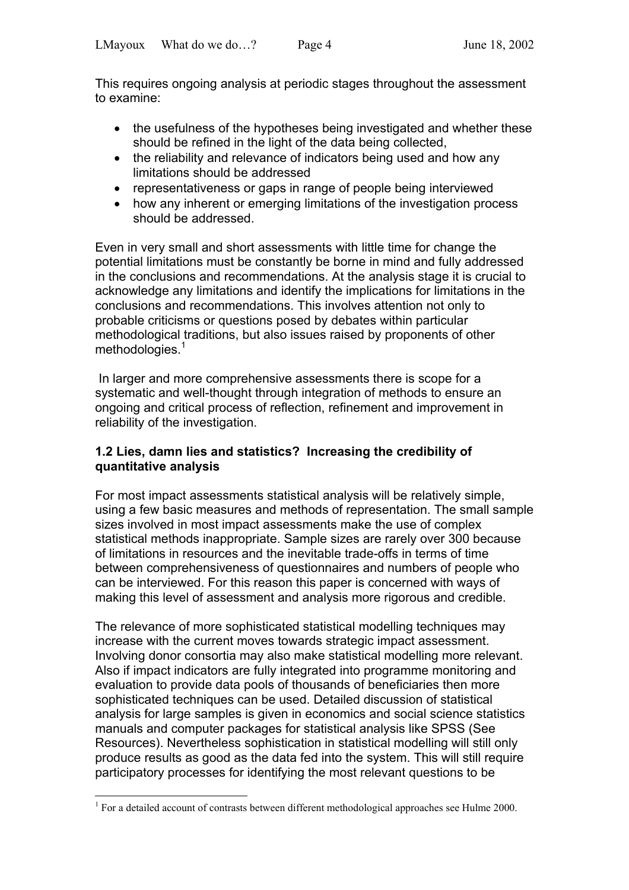This requires ongoing analysis at periodic stages throughout the assessment to examine:

- the usefulness of the hypotheses being investigated and whether these should be refined in the light of the data being collected,
- the reliability and relevance of indicators being used and how any limitations should be addressed
- representativeness or gaps in range of people being interviewed
- how any inherent or emerging limitations of the investigation process should be addressed.

Even in very small and short assessments with little time for change the potential limitations must be constantly be borne in mind and fully addressed in the conclusions and recommendations. At the analysis stage it is crucial to acknowledge any limitations and identify the implications for limitations in the conclusions and recommendations. This involves attention not only to probable criticisms or questions posed by debates within particular methodological traditions, but also issues raised by proponents of other methodologies.[1]

In larger and more comprehensive assessments there is scope for a systematic and well-thought through integration of methods to ensure an ongoing and critical process of reflection, refinement and improvement in reliability of the investigation.

### 1.2 Lies, damn lies and statistics? Increasing the credibility of quantitative analysis

For most impact assessments statistical analysis will be relatively simple, using a few basic measures and methods of representation. The small sample sizes involved in most impact assessments make the use of complex statistical methods inappropriate. Sample sizes are rarely over 300 because of limitations in resources and the inevitable trade-offs in terms of time between comprehensiveness of questionnaires and numbers of people who can be interviewed. For this reason this paper is concerned with ways of making this level of assessment and analysis more rigorous and credible.

The relevance of more sophisticated statistical modelling techniques may increase with the current moves towards strategic impact assessment. Involving donor consortia may also make statistical modelling more relevant. Also if impact indicators are fully integrated into programme monitoring and evaluation to provide data pools of thousands of beneficiaries then more sophisticated techniques can be used. Detailed discussion of statistical analysis for large samples is given in economics and social science statistics manuals and computer packages for statistical analysis like SPSS (See Resources). Nevertheless sophistication in statistical modelling will still only produce results as good as the data fed into the system. This will still require participatory processes for identifying the most relevant questions to be

---

[1] For a detailed account of contrasts between different methodological approaches see Hulme 2000.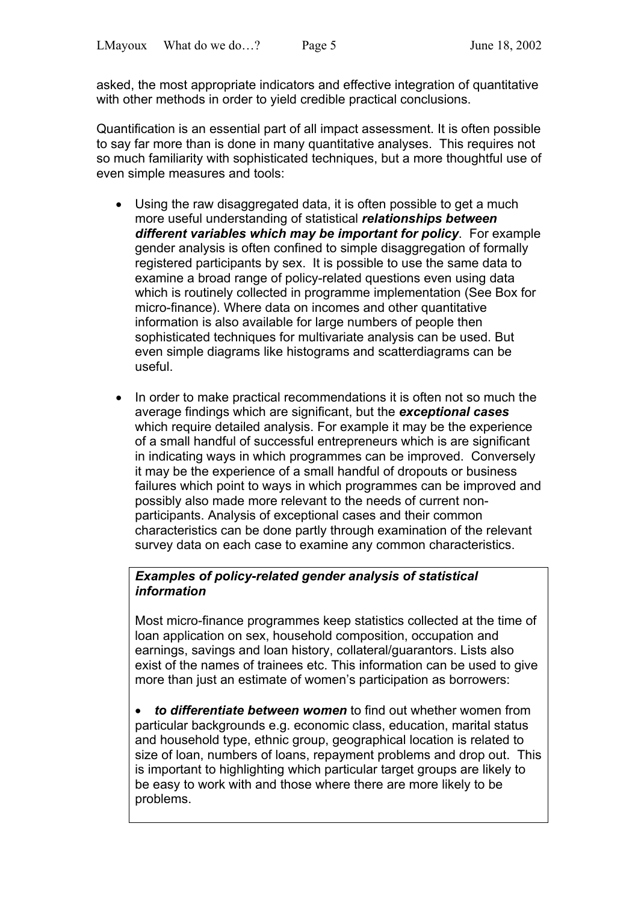asked, the most appropriate indicators and effective integration of quantitative with other methods in order to yield credible practical conclusions.

Quantification is an essential part of all impact assessment. It is often possible to say far more than is done in many quantitative analyses. This requires not so much familiarity with sophisticated techniques, but a more thoughtful use of even simple measures and tools:

- Using the raw disaggregated data, it is often possible to get a much more useful understanding of statistical ***relationships between different variables which may be important for policy***. For example gender analysis is often confined to simple disaggregation of formally registered participants by sex. It is possible to use the same data to examine a broad range of policy-related questions even using data which is routinely collected in programme implementation (See Box for micro-finance). Where data on incomes and other quantitative information is also available for large numbers of people then sophisticated techniques for multivariate analysis can be used. But even simple diagrams like histograms and scatterdiagrams can be useful.

- In order to make practical recommendations it is often not so much the average findings which are significant, but the ***exceptional cases*** which require detailed analysis. For example it may be the experience of a small handful of successful entrepreneurs which is are significant in indicating ways in which programmes can be improved. Conversely it may be the experience of a small handful of dropouts or business failures which point to ways in which programmes can be improved and possibly also made more relevant to the needs of current non-participants. Analysis of exceptional cases and their common characteristics can be done partly through examination of the relevant survey data on each case to examine any common characteristics.

> ***Examples of policy-related gender analysis of statistical information***
>
> Most micro-finance programmes keep statistics collected at the time of loan application on sex, household composition, occupation and earnings, savings and loan history, collateral/guarantors. Lists also exist of the names of trainees etc. This information can be used to give more than just an estimate of women's participation as borrowers:
>
> - ***to differentiate between women*** to find out whether women from particular backgrounds e.g. economic class, education, marital status and household type, ethnic group, geographical location is related to size of loan, numbers of loans, repayment problems and drop out. This is important to highlighting which particular target groups are likely to be easy to work with and those where there are more likely to be problems.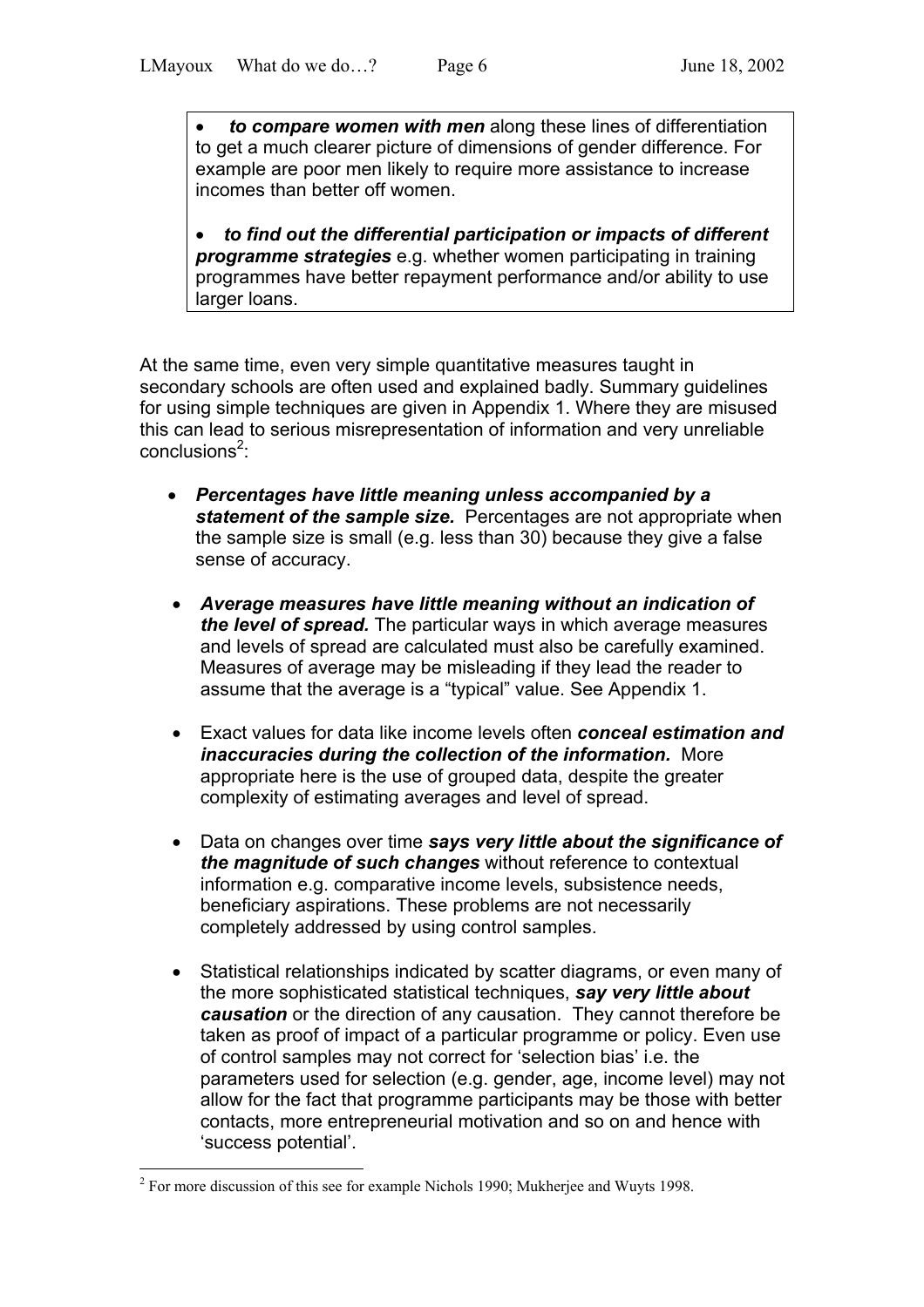- ***to compare women with men*** along these lines of differentiation to get a much clearer picture of dimensions of gender difference. For example are poor men likely to require more assistance to increase incomes than better off women.

- ***to find out the differential participation or impacts of different programme strategies*** e.g. whether women participating in training programmes have better repayment performance and/or ability to use larger loans.

At the same time, even very simple quantitative measures taught in secondary schools are often used and explained badly. Summary guidelines for using simple techniques are given in Appendix 1. Where they are misused this can lead to serious misrepresentation of information and very unreliable conclusions[2]:

- ***Percentages have little meaning unless accompanied by a statement of the sample size.*** Percentages are not appropriate when the sample size is small (e.g. less than 30) because they give a false sense of accuracy.

- ***Average measures have little meaning without an indication of the level of spread.*** The particular ways in which average measures and levels of spread are calculated must also be carefully examined. Measures of average may be misleading if they lead the reader to assume that the average is a "typical" value. See Appendix 1.

- Exact values for data like income levels often ***conceal estimation and inaccuracies during the collection of the information.*** More appropriate here is the use of grouped data, despite the greater complexity of estimating averages and level of spread.

- Data on changes over time ***says very little about the significance of the magnitude of such changes*** without reference to contextual information e.g. comparative income levels, subsistence needs, beneficiary aspirations. These problems are not necessarily completely addressed by using control samples.

- Statistical relationships indicated by scatter diagrams, or even many of the more sophisticated statistical techniques, ***say very little about causation*** or the direction of any causation. They cannot therefore be taken as proof of impact of a particular programme or policy. Even use of control samples may not correct for 'selection bias' i.e. the parameters used for selection (e.g. gender, age, income level) may not allow for the fact that programme participants may be those with better contacts, more entrepreneurial motivation and so on and hence with 'success potential'.

[2] For more discussion of this see for example Nichols 1990; Mukherjee and Wuyts 1998.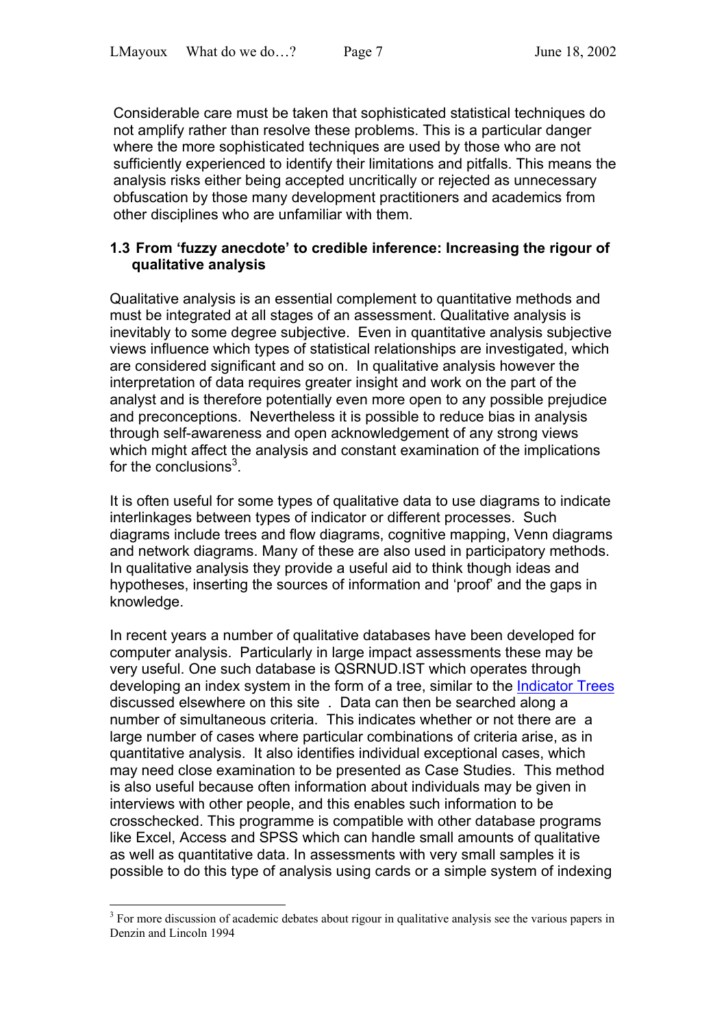Considerable care must be taken that sophisticated statistical techniques do not amplify rather than resolve these problems. This is a particular danger where the more sophisticated techniques are used by those who are not sufficiently experienced to identify their limitations and pitfalls. This means the analysis risks either being accepted uncritically or rejected as unnecessary obfuscation by those many development practitioners and academics from other disciplines who are unfamiliar with them.

### 1.3 From 'fuzzy anecdote' to credible inference: Increasing the rigour of qualitative analysis

Qualitative analysis is an essential complement to quantitative methods and must be integrated at all stages of an assessment. Qualitative analysis is inevitably to some degree subjective. Even in quantitative analysis subjective views influence which types of statistical relationships are investigated, which are considered significant and so on. In qualitative analysis however the interpretation of data requires greater insight and work on the part of the analyst and is therefore potentially even more open to any possible prejudice and preconceptions. Nevertheless it is possible to reduce bias in analysis through self-awareness and open acknowledgement of any strong views which might affect the analysis and constant examination of the implications for the conclusions[3].

It is often useful for some types of qualitative data to use diagrams to indicate interlinkages between types of indicator or different processes. Such diagrams include trees and flow diagrams, cognitive mapping, Venn diagrams and network diagrams. Many of these are also used in participatory methods. In qualitative analysis they provide a useful aid to think though ideas and hypotheses, inserting the sources of information and 'proof' and the gaps in knowledge.

In recent years a number of qualitative databases have been developed for computer analysis. Particularly in large impact assessments these may be very useful. One such database is QSRNUD.IST which operates through developing an index system in the form of a tree, similar to the Indicator Trees discussed elsewhere on this site . Data can then be searched along a number of simultaneous criteria. This indicates whether or not there are a large number of cases where particular combinations of criteria arise, as in quantitative analysis. It also identifies individual exceptional cases, which may need close examination to be presented as Case Studies. This method is also useful because often information about individuals may be given in interviews with other people, and this enables such information to be crosschecked. This programme is compatible with other database programs like Excel, Access and SPSS which can handle small amounts of qualitative as well as quantitative data. In assessments with very small samples it is possible to do this type of analysis using cards or a simple system of indexing

---

[3] For more discussion of academic debates about rigour in qualitative analysis see the various papers in Denzin and Lincoln 1994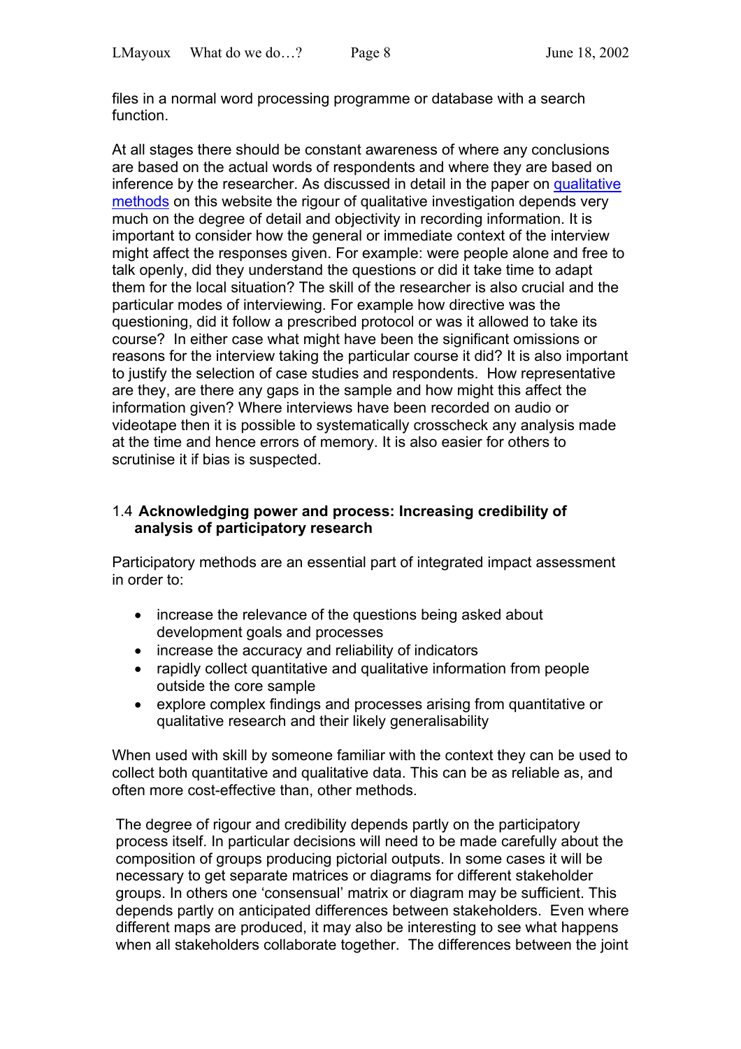files in a normal word processing programme or database with a search function.

At all stages there should be constant awareness of where any conclusions are based on the actual words of respondents and where they are based on inference by the researcher. As discussed in detail in the paper on qualitative methods on this website the rigour of qualitative investigation depends very much on the degree of detail and objectivity in recording information. It is important to consider how the general or immediate context of the interview might affect the responses given. For example: were people alone and free to talk openly, did they understand the questions or did it take time to adapt them for the local situation? The skill of the researcher is also crucial and the particular modes of interviewing. For example how directive was the questioning, did it follow a prescribed protocol or was it allowed to take its course? In either case what might have been the significant omissions or reasons for the interview taking the particular course it did? It is also important to justify the selection of case studies and respondents. How representative are they, are there any gaps in the sample and how might this affect the information given? Where interviews have been recorded on audio or videotape then it is possible to systematically crosscheck any analysis made at the time and hence errors of memory. It is also easier for others to scrutinise it if bias is suspected.

### 1.4 Acknowledging power and process: Increasing credibility of analysis of participatory research

Participatory methods are an essential part of integrated impact assessment in order to:

- increase the relevance of the questions being asked about development goals and processes
- increase the accuracy and reliability of indicators
- rapidly collect quantitative and qualitative information from people outside the core sample
- explore complex findings and processes arising from quantitative or qualitative research and their likely generalisability

When used with skill by someone familiar with the context they can be used to collect both quantitative and qualitative data. This can be as reliable as, and often more cost-effective than, other methods.

The degree of rigour and credibility depends partly on the participatory process itself. In particular decisions will need to be made carefully about the composition of groups producing pictorial outputs. In some cases it will be necessary to get separate matrices or diagrams for different stakeholder groups. In others one 'consensual' matrix or diagram may be sufficient. This depends partly on anticipated differences between stakeholders. Even where different maps are produced, it may also be interesting to see what happens when all stakeholders collaborate together. The differences between the joint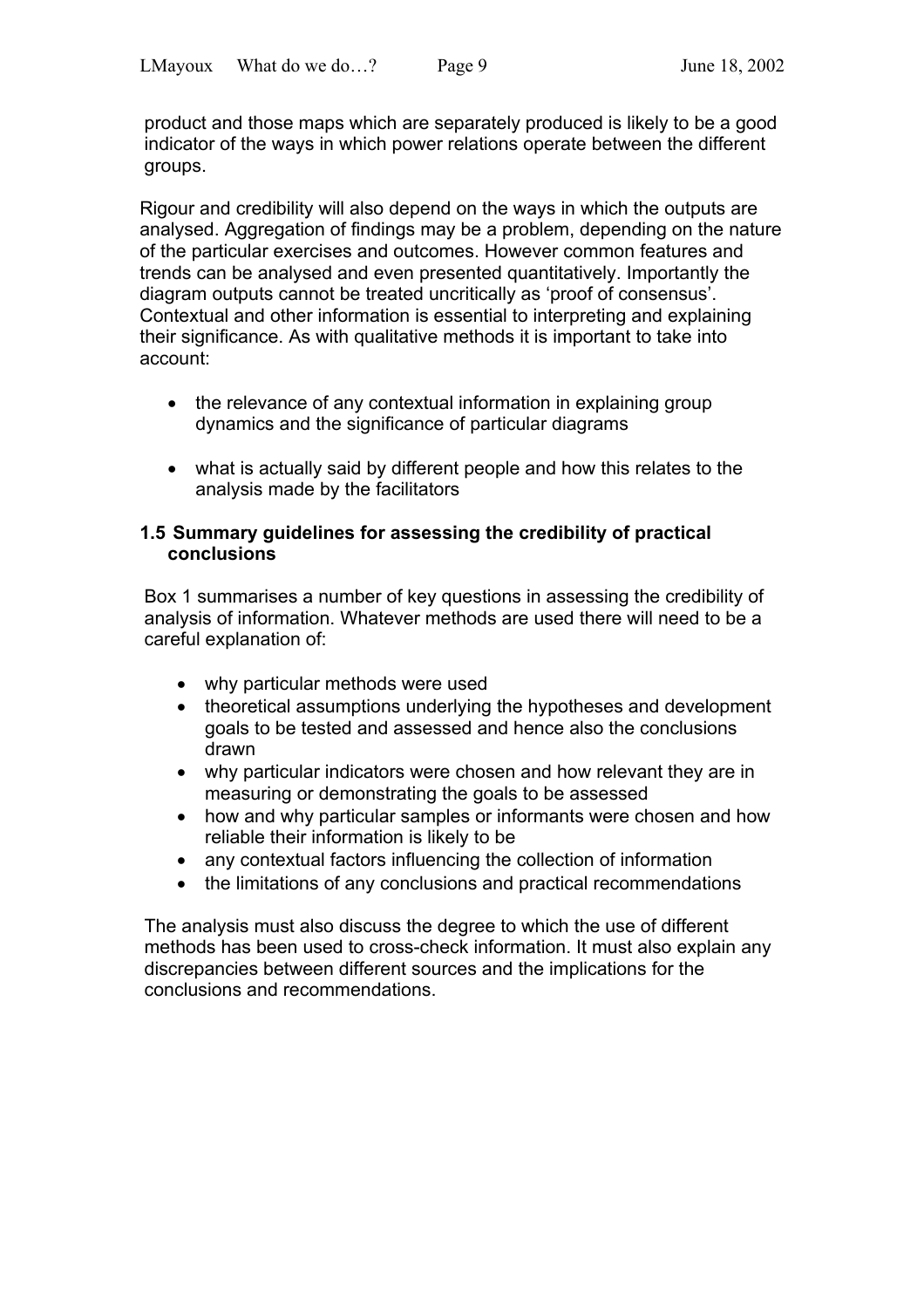product and those maps which are separately produced is likely to be a good indicator of the ways in which power relations operate between the different groups.

Rigour and credibility will also depend on the ways in which the outputs are analysed. Aggregation of findings may be a problem, depending on the nature of the particular exercises and outcomes. However common features and trends can be analysed and even presented quantitatively. Importantly the diagram outputs cannot be treated uncritically as 'proof of consensus'. Contextual and other information is essential to interpreting and explaining their significance. As with qualitative methods it is important to take into account:

- the relevance of any contextual information in explaining group dynamics and the significance of particular diagrams

- what is actually said by different people and how this relates to the analysis made by the facilitators

### 1.5 Summary guidelines for assessing the credibility of practical conclusions

Box 1 summarises a number of key questions in assessing the credibility of analysis of information. Whatever methods are used there will need to be a careful explanation of:

- why particular methods were used
- theoretical assumptions underlying the hypotheses and development goals to be tested and assessed and hence also the conclusions drawn
- why particular indicators were chosen and how relevant they are in measuring or demonstrating the goals to be assessed
- how and why particular samples or informants were chosen and how reliable their information is likely to be
- any contextual factors influencing the collection of information
- the limitations of any conclusions and practical recommendations

The analysis must also discuss the degree to which the use of different methods has been used to cross-check information. It must also explain any discrepancies between different sources and the implications for the conclusions and recommendations.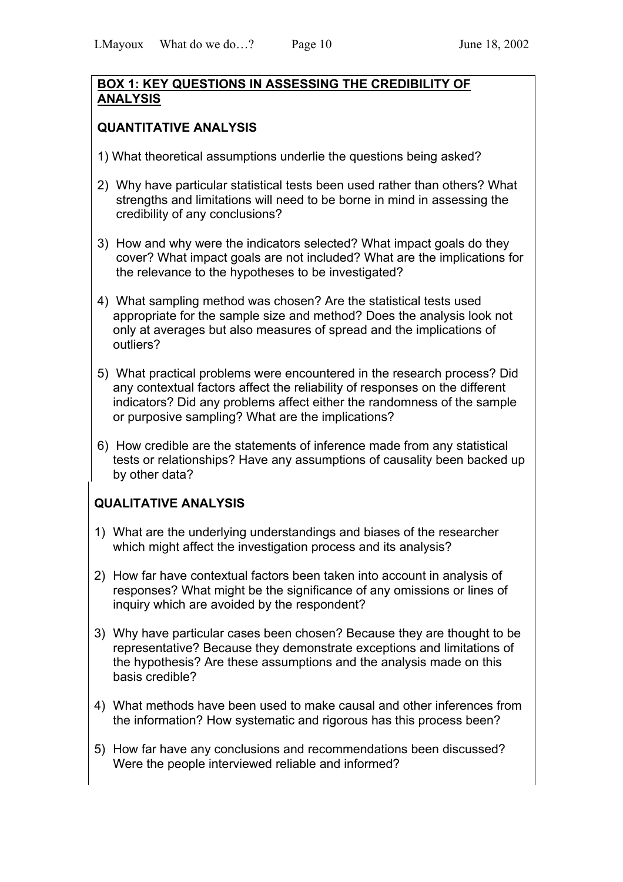## BOX 1: KEY QUESTIONS IN ASSESSING THE CREDIBILITY OF ANALYSIS

### QUANTITATIVE ANALYSIS

1) What theoretical assumptions underlie the questions being asked?

2) Why have particular statistical tests been used rather than others? What strengths and limitations will need to be borne in mind in assessing the credibility of any conclusions?

3) How and why were the indicators selected? What impact goals do they cover? What impact goals are not included? What are the implications for the relevance to the hypotheses to be investigated?

4) What sampling method was chosen? Are the statistical tests used appropriate for the sample size and method? Does the analysis look not only at averages but also measures of spread and the implications of outliers?

5) What practical problems were encountered in the research process? Did any contextual factors affect the reliability of responses on the different indicators? Did any problems affect either the randomness of the sample or purposive sampling? What are the implications?

6) How credible are the statements of inference made from any statistical tests or relationships? Have any assumptions of causality been backed up by other data?

### QUALITATIVE ANALYSIS

1) What are the underlying understandings and biases of the researcher which might affect the investigation process and its analysis?

2) How far have contextual factors been taken into account in analysis of responses? What might be the significance of any omissions or lines of inquiry which are avoided by the respondent?

3) Why have particular cases been chosen? Because they are thought to be representative? Because they demonstrate exceptions and limitations of the hypothesis? Are these assumptions and the analysis made on this basis credible?

4) What methods have been used to make causal and other inferences from the information? How systematic and rigorous has this process been?

5) How far have any conclusions and recommendations been discussed? Were the people interviewed reliable and informed?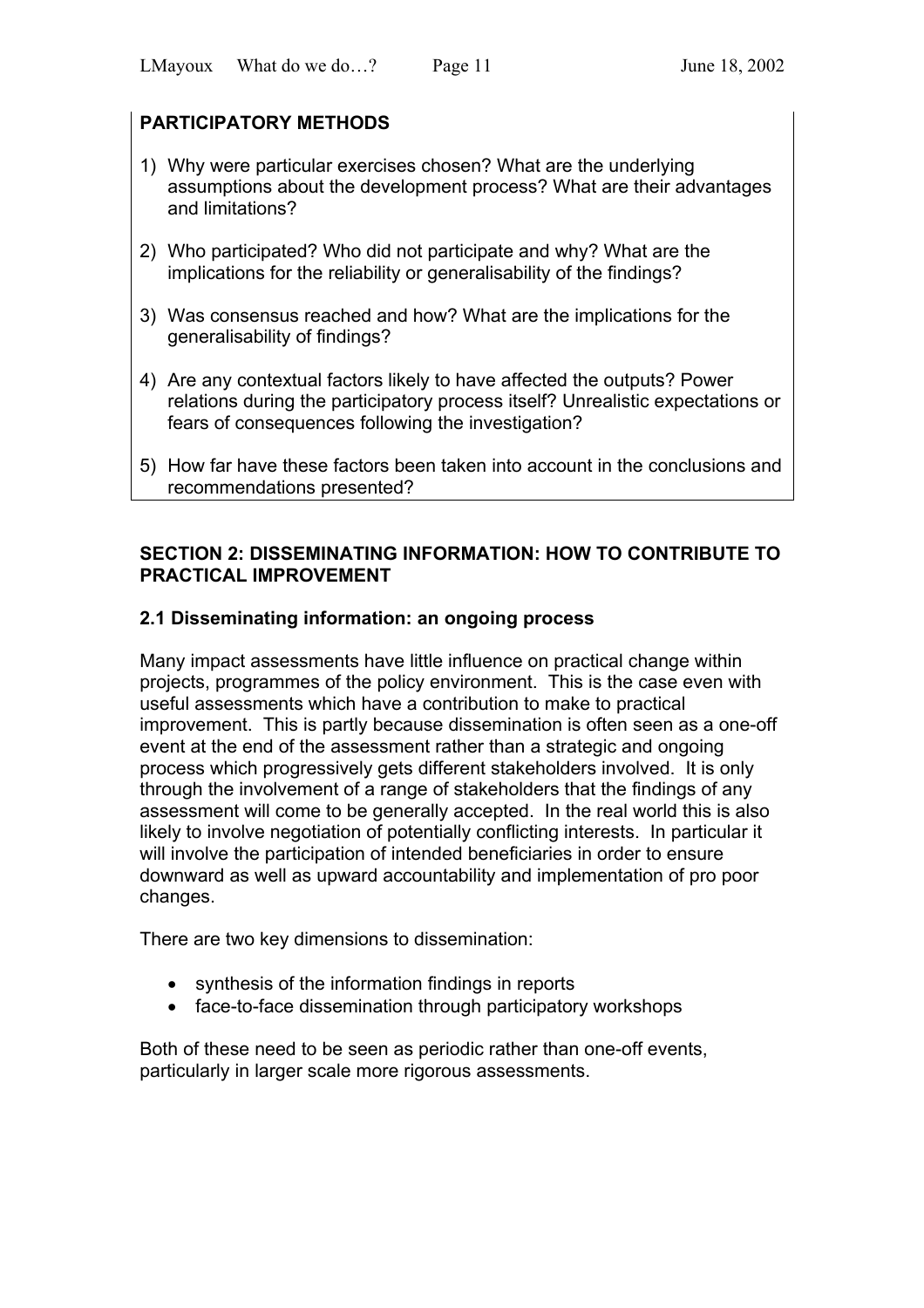**PARTICIPATORY METHODS**

1) Why were particular exercises chosen? What are the underlying assumptions about the development process? What are their advantages and limitations?

2) Who participated? Who did not participate and why? What are the implications for the reliability or generalisability of the findings?

3) Was consensus reached and how? What are the implications for the generalisability of findings?

4) Are any contextual factors likely to have affected the outputs? Power relations during the participatory process itself? Unrealistic expectations or fears of consequences following the investigation?

5) How far have these factors been taken into account in the conclusions and recommendations presented?

## SECTION 2: DISSEMINATING INFORMATION: HOW TO CONTRIBUTE TO PRACTICAL IMPROVEMENT

### 2.1 Disseminating information: an ongoing process

Many impact assessments have little influence on practical change within projects, programmes of the policy environment. This is the case even with useful assessments which have a contribution to make to practical improvement. This is partly because dissemination is often seen as a one-off event at the end of the assessment rather than a strategic and ongoing process which progressively gets different stakeholders involved. It is only through the involvement of a range of stakeholders that the findings of any assessment will come to be generally accepted. In the real world this is also likely to involve negotiation of potentially conflicting interests. In particular it will involve the participation of intended beneficiaries in order to ensure downward as well as upward accountability and implementation of pro poor changes.

There are two key dimensions to dissemination:

- synthesis of the information findings in reports
- face-to-face dissemination through participatory workshops

Both of these need to be seen as periodic rather than one-off events, particularly in larger scale more rigorous assessments.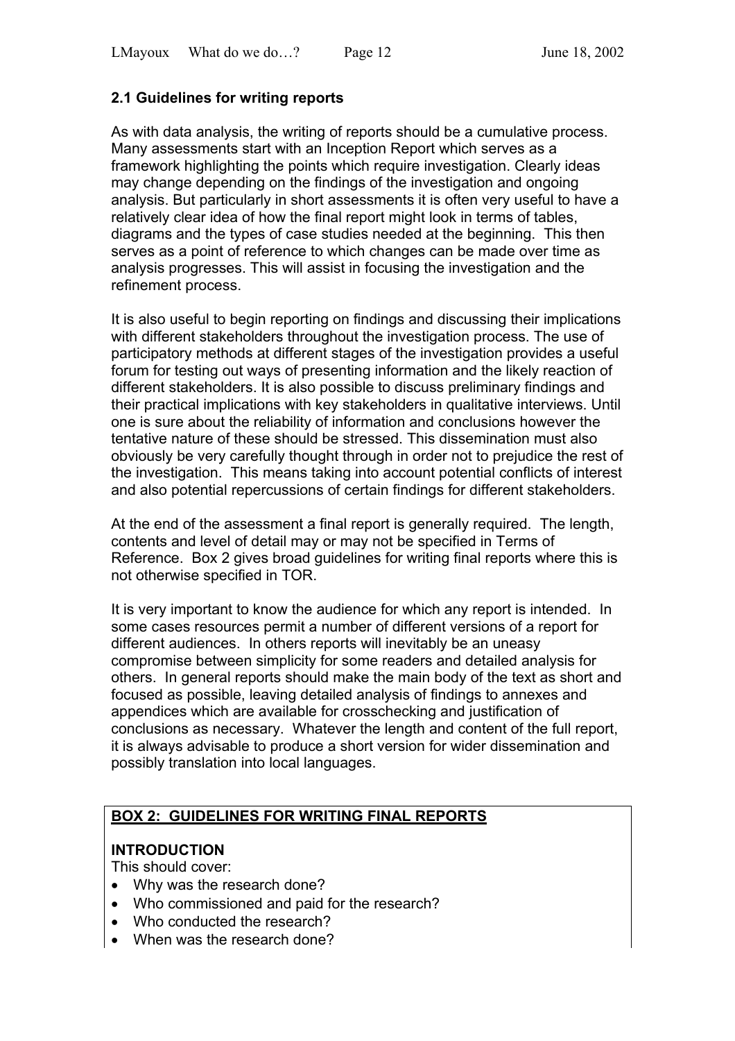### 2.1 Guidelines for writing reports

As with data analysis, the writing of reports should be a cumulative process. Many assessments start with an Inception Report which serves as a framework highlighting the points which require investigation. Clearly ideas may change depending on the findings of the investigation and ongoing analysis. But particularly in short assessments it is often very useful to have a relatively clear idea of how the final report might look in terms of tables, diagrams and the types of case studies needed at the beginning. This then serves as a point of reference to which changes can be made over time as analysis progresses. This will assist in focusing the investigation and the refinement process.

It is also useful to begin reporting on findings and discussing their implications with different stakeholders throughout the investigation process. The use of participatory methods at different stages of the investigation provides a useful forum for testing out ways of presenting information and the likely reaction of different stakeholders. It is also possible to discuss preliminary findings and their practical implications with key stakeholders in qualitative interviews. Until one is sure about the reliability of information and conclusions however the tentative nature of these should be stressed. This dissemination must also obviously be very carefully thought through in order not to prejudice the rest of the investigation. This means taking into account potential conflicts of interest and also potential repercussions of certain findings for different stakeholders.

At the end of the assessment a final report is generally required. The length, contents and level of detail may or may not be specified in Terms of Reference. Box 2 gives broad guidelines for writing final reports where this is not otherwise specified in TOR.

It is very important to know the audience for which any report is intended. In some cases resources permit a number of different versions of a report for different audiences. In others reports will inevitably be an uneasy compromise between simplicity for some readers and detailed analysis for others. In general reports should make the main body of the text as short and focused as possible, leaving detailed analysis of findings to annexes and appendices which are available for crosschecking and justification of conclusions as necessary. Whatever the length and content of the full report, it is always advisable to produce a short version for wider dissemination and possibly translation into local languages.

**BOX 2: GUIDELINES FOR WRITING FINAL REPORTS**

**INTRODUCTION**

This should cover:

- Why was the research done?
- Who commissioned and paid for the research?
- Who conducted the research?
- When was the research done?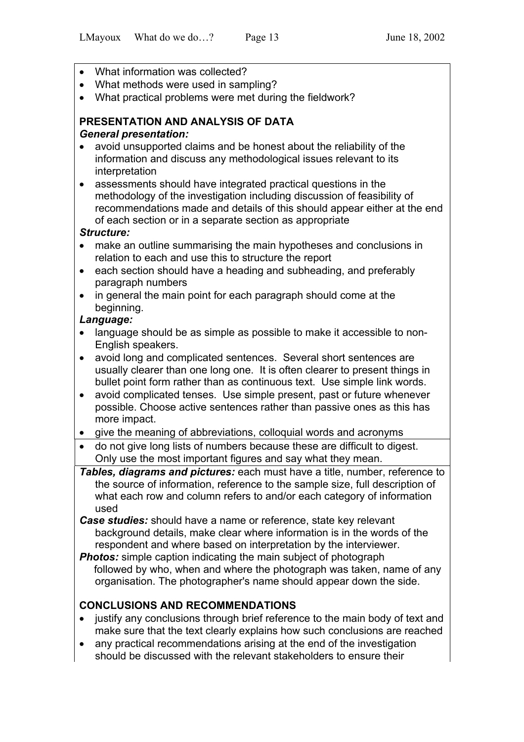- What information was collected?
- What methods were used in sampling?
- What practical problems were met during the fieldwork?

**PRESENTATION AND ANALYSIS OF DATA**

***General presentation:***

- avoid unsupported claims and be honest about the reliability of the information and discuss any methodological issues relevant to its interpretation
- assessments should have integrated practical questions in the methodology of the investigation including discussion of feasibility of recommendations made and details of this should appear either at the end of each section or in a separate section as appropriate

***Structure:***

- make an outline summarising the main hypotheses and conclusions in relation to each and use this to structure the report
- each section should have a heading and subheading, and preferably paragraph numbers
- in general the main point for each paragraph should come at the beginning.

***Language:***

- language should be as simple as possible to make it accessible to non-English speakers.
- avoid long and complicated sentences. Several short sentences are usually clearer than one long one. It is often clearer to present things in bullet point form rather than as continuous text. Use simple link words.
- avoid complicated tenses. Use simple present, past or future whenever possible. Choose active sentences rather than passive ones as this has more impact.
- give the meaning of abbreviations, colloquial words and acronyms
- do not give long lists of numbers because these are difficult to digest. Only use the most important figures and say what they mean.

***Tables, diagrams and pictures:*** each must have a title, number, reference to the source of information, reference to the sample size, full description of what each row and column refers to and/or each category of information used

***Case studies:*** should have a name or reference, state key relevant background details, make clear where information is in the words of the respondent and where based on interpretation by the interviewer.

***Photos:*** simple caption indicating the main subject of photograph followed by who, when and where the photograph was taken, name of any organisation. The photographer's name should appear down the side.

**CONCLUSIONS AND RECOMMENDATIONS**

- justify any conclusions through brief reference to the main body of text and make sure that the text clearly explains how such conclusions are reached
- any practical recommendations arising at the end of the investigation should be discussed with the relevant stakeholders to ensure their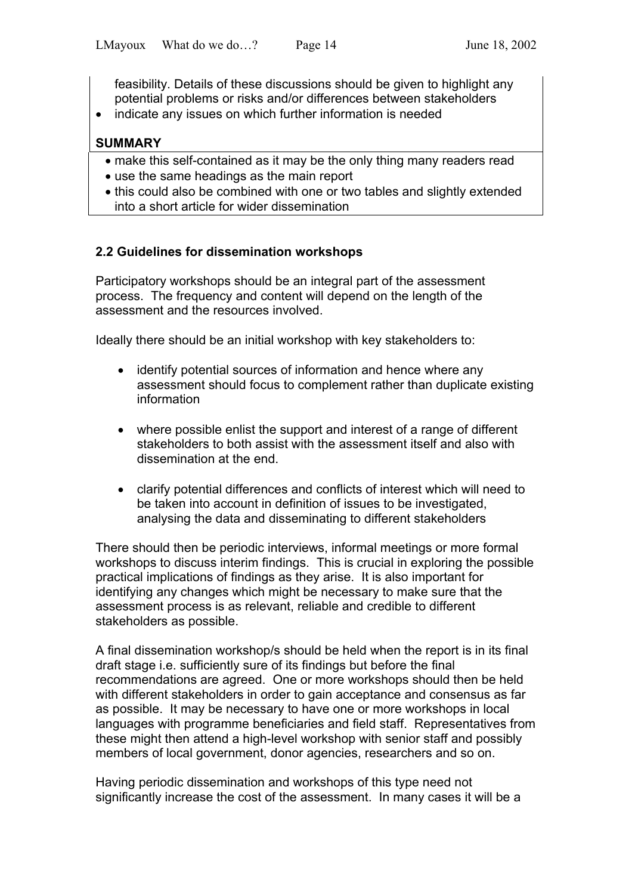feasibility. Details of these discussions should be given to highlight any potential problems or risks and/or differences between stakeholders

- indicate any issues on which further information is needed

**SUMMARY**

- make this self-contained as it may be the only thing many readers read
- use the same headings as the main report
- this could also be combined with one or two tables and slightly extended into a short article for wider dissemination

## 2.2 Guidelines for dissemination workshops

Participatory workshops should be an integral part of the assessment process. The frequency and content will depend on the length of the assessment and the resources involved.

Ideally there should be an initial workshop with key stakeholders to:

- identify potential sources of information and hence where any assessment should focus to complement rather than duplicate existing information

- where possible enlist the support and interest of a range of different stakeholders to both assist with the assessment itself and also with dissemination at the end.

- clarify potential differences and conflicts of interest which will need to be taken into account in definition of issues to be investigated, analysing the data and disseminating to different stakeholders

There should then be periodic interviews, informal meetings or more formal workshops to discuss interim findings. This is crucial in exploring the possible practical implications of findings as they arise. It is also important for identifying any changes which might be necessary to make sure that the assessment process is as relevant, reliable and credible to different stakeholders as possible.

A final dissemination workshop/s should be held when the report is in its final draft stage i.e. sufficiently sure of its findings but before the final recommendations are agreed. One or more workshops should then be held with different stakeholders in order to gain acceptance and consensus as far as possible. It may be necessary to have one or more workshops in local languages with programme beneficiaries and field staff. Representatives from these might then attend a high-level workshop with senior staff and possibly members of local government, donor agencies, researchers and so on.

Having periodic dissemination and workshops of this type need not significantly increase the cost of the assessment. In many cases it will be a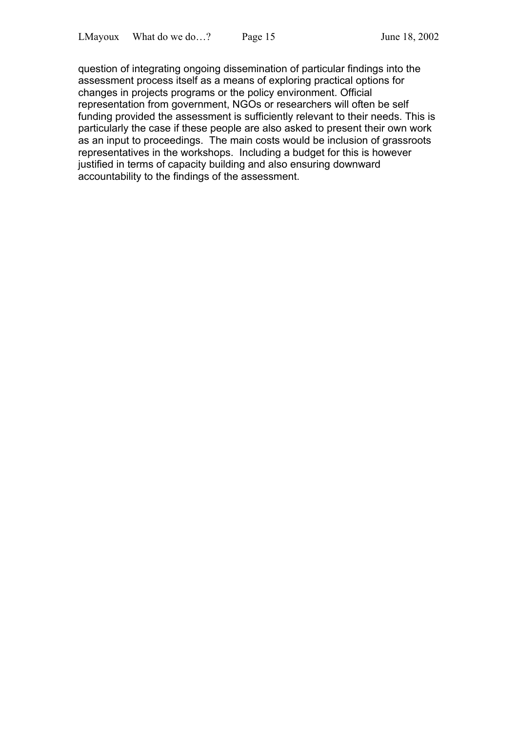question of integrating ongoing dissemination of particular findings into the assessment process itself as a means of exploring practical options for changes in projects programs or the policy environment. Official representation from government, NGOs or researchers will often be self funding provided the assessment is sufficiently relevant to their needs. This is particularly the case if these people are also asked to present their own work as an input to proceedings. The main costs would be inclusion of grassroots representatives in the workshops. Including a budget for this is however justified in terms of capacity building and also ensuring downward accountability to the findings of the assessment.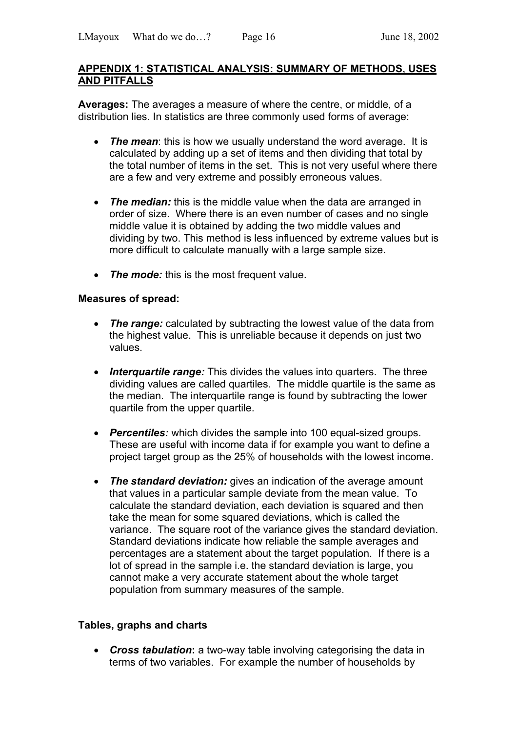## APPENDIX 1: STATISTICAL ANALYSIS: SUMMARY OF METHODS, USES AND PITFALLS

**Averages:** The averages a measure of where the centre, or middle, of a distribution lies. In statistics are three commonly used forms of average:

- ***The mean***: this is how we usually understand the word average. It is calculated by adding up a set of items and then dividing that total by the total number of items in the set. This is not very useful where there are a few and very extreme and possibly erroneous values.

- ***The median:*** this is the middle value when the data are arranged in order of size. Where there is an even number of cases and no single middle value it is obtained by adding the two middle values and dividing by two. This method is less influenced by extreme values but is more difficult to calculate manually with a large sample size.

- ***The mode:*** this is the most frequent value.

**Measures of spread:**

- ***The range:*** calculated by subtracting the lowest value of the data from the highest value. This is unreliable because it depends on just two values.

- ***Interquartile range:*** This divides the values into quarters. The three dividing values are called quartiles. The middle quartile is the same as the median. The interquartile range is found by subtracting the lower quartile from the upper quartile.

- ***Percentiles:*** which divides the sample into 100 equal-sized groups. These are useful with income data if for example you want to define a project target group as the 25% of households with the lowest income.

- ***The standard deviation:*** gives an indication of the average amount that values in a particular sample deviate from the mean value. To calculate the standard deviation, each deviation is squared and then take the mean for some squared deviations, which is called the variance. The square root of the variance gives the standard deviation. Standard deviations indicate how reliable the sample averages and percentages are a statement about the target population. If there is a lot of spread in the sample i.e. the standard deviation is large, you cannot make a very accurate statement about the whole target population from summary measures of the sample.

**Tables, graphs and charts**

- ***Cross tabulation*****:** a two-way table involving categorising the data in terms of two variables. For example the number of households by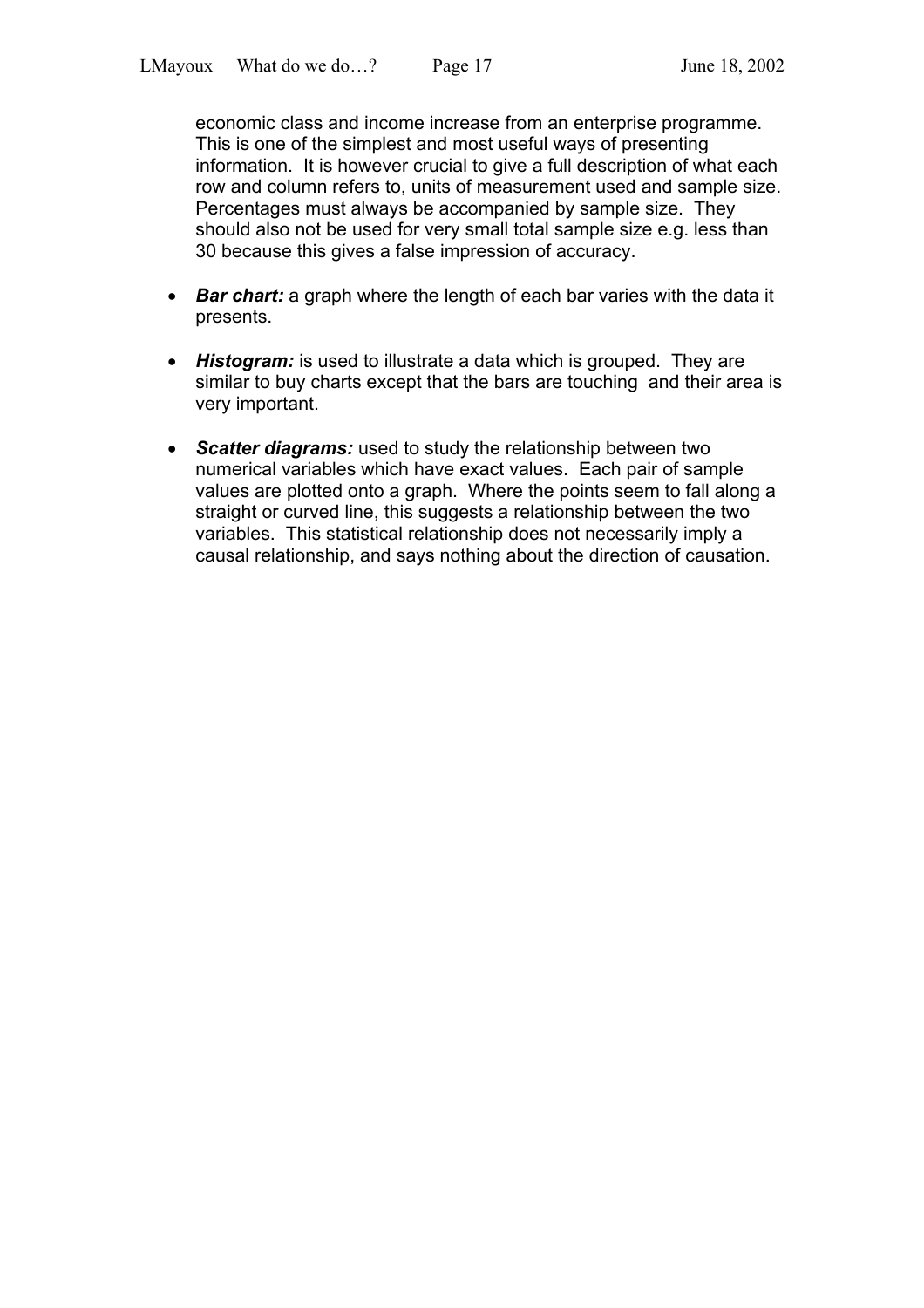economic class and income increase from an enterprise programme. This is one of the simplest and most useful ways of presenting information. It is however crucial to give a full description of what each row and column refers to, units of measurement used and sample size. Percentages must always be accompanied by sample size. They should also not be used for very small total sample size e.g. less than 30 because this gives a false impression of accuracy.

- ***Bar chart:*** a graph where the length of each bar varies with the data it presents.

- ***Histogram:*** is used to illustrate a data which is grouped. They are similar to buy charts except that the bars are touching and their area is very important.

- ***Scatter diagrams:*** used to study the relationship between two numerical variables which have exact values. Each pair of sample values are plotted onto a graph. Where the points seem to fall along a straight or curved line, this suggests a relationship between the two variables. This statistical relationship does not necessarily imply a causal relationship, and says nothing about the direction of causation.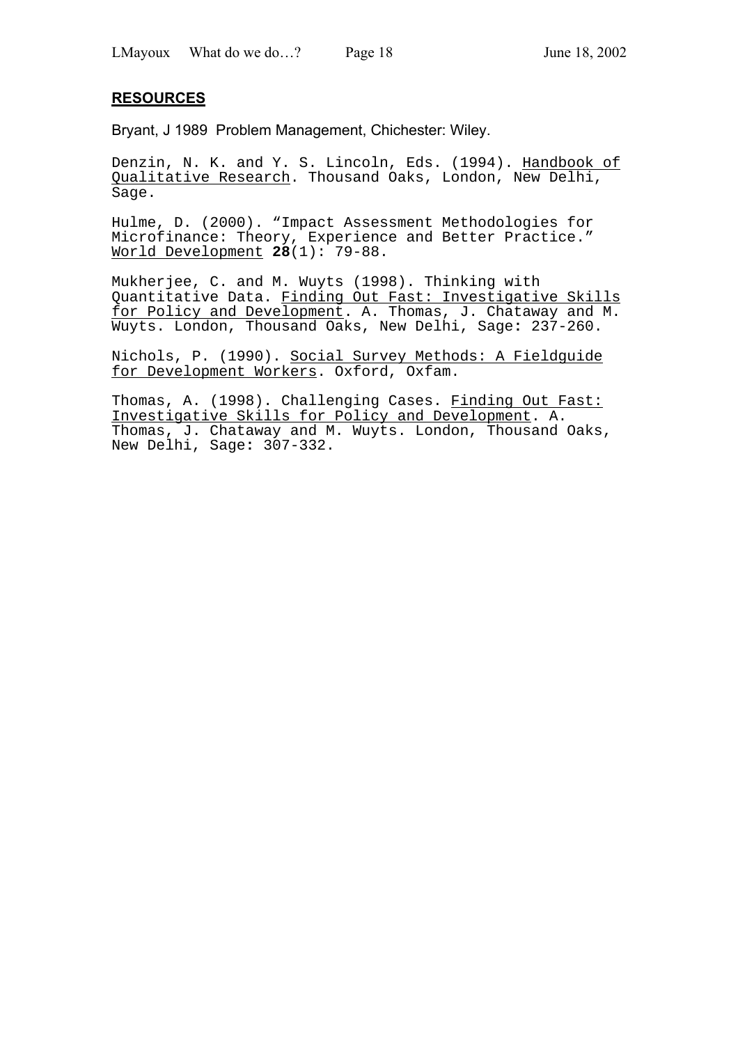## RESOURCES

Bryant, J 1989 Problem Management, Chichester: Wiley.

Denzin, N. K. and Y. S. Lincoln, Eds. (1994). Handbook of Qualitative Research. Thousand Oaks, London, New Delhi, Sage.

Hulme, D. (2000). "Impact Assessment Methodologies for Microfinance: Theory, Experience and Better Practice." World Development **28**(1): 79-88.

Mukherjee, C. and M. Wuyts (1998). Thinking with Quantitative Data. Finding Out Fast: Investigative Skills for Policy and Development. A. Thomas, J. Chataway and M. Wuyts. London, Thousand Oaks, New Delhi, Sage: 237-260.

Nichols, P. (1990). Social Survey Methods: A Fieldguide for Development Workers. Oxford, Oxfam.

Thomas, A. (1998). Challenging Cases. Finding Out Fast: Investigative Skills for Policy and Development. A. Thomas, J. Chataway and M. Wuyts. London, Thousand Oaks, New Delhi, Sage: 307-332.